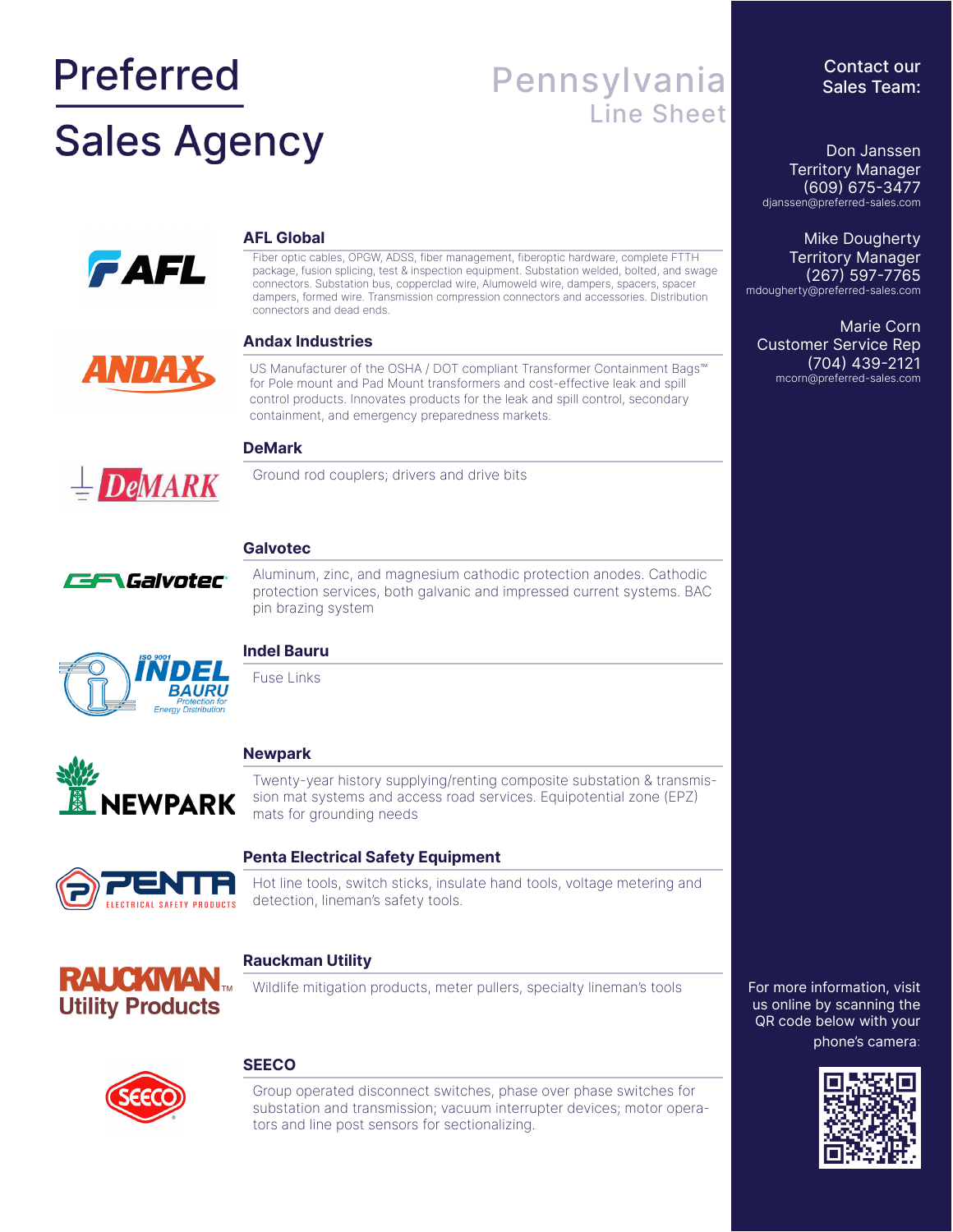# Preferred Sales Agency

## Pennsylvania Line Sheet

### AFL Global

Fiber optic cables, OPGW, ADSS, fiber management, fiberoptic hardware, complete FTTH package, fusion splicing, test & inspection equipment. Substation welded, bolted, and swage connectors. Substation bus, copperclad wire, Alumoweld wire, dampers, spacers, spacer dampers, formed wire. Transmission compression connectors and accessories. Distribution connectors and dead ends.

### Andax Industries

US Manufacturer of the OSHA / DOT compliant Transformer Containment Bags™ for Pole mount and Pad Mount transformers and cost-effective leak and spill control products. Innovates products for the leak and spill control, secondary containment, and emergency preparedness markets.

### DeMark

Ground rod couplers; drivers and drive bits

### Galvotec

Aluminum, zinc, and magnesium cathodic protection anodes. Cathodic protection services, both galvanic and impressed current systems. BAC pin brazing system

### Indel Bauru

Fuse Links

### Newpark

Twenty-year history supplying/renting composite substation & transmission mat systems and access road services. Equipotential zone (EPZ) mats for grounding needs

### Penta Electrical Safety Equipment

Hot line tools, switch sticks, insulate hand tools, voltage metering and detection, lineman's safety tools.

### Rauckman Utility

Wildlife mitigation products, meter pullers, specialty lineman's tools

### SEECO

Group operated disconnect switches, phase over phase switches for substation and transmission; vacuum interrupter devices; motor operators and line post sensors for sectionalizing.

---

**Contact our Sales Team:**

Don Janssen
Territory Manager
(609) 675-3477
djanssen@preferred-sales.com

Mike Dougherty
Territory Manager
(267) 597-7765
mdougherty@preferred-sales.com

Marie Corn
Customer Service Rep
(704) 439-2121
mcorn@preferred-sales.com

For more information, visit us online by scanning the QR code below with your phone's camera: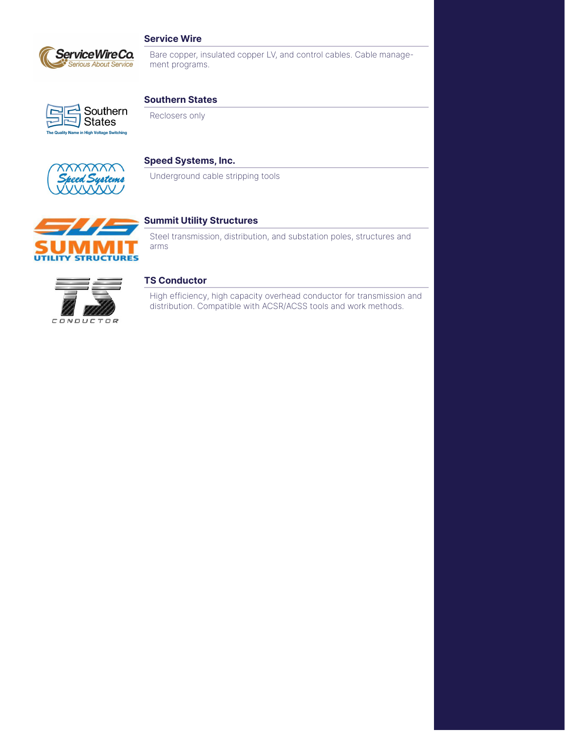### Service Wire

Bare copper, insulated copper LV, and control cables. Cable management programs.

### Southern States

Reclosers only

### Speed Systems, Inc.

Underground cable stripping tools

### Summit Utility Structures

Steel transmission, distribution, and substation poles, structures and arms

### TS Conductor

High efficiency, high capacity overhead conductor for transmission and distribution. Compatible with ACSR/ACSS tools and work methods.